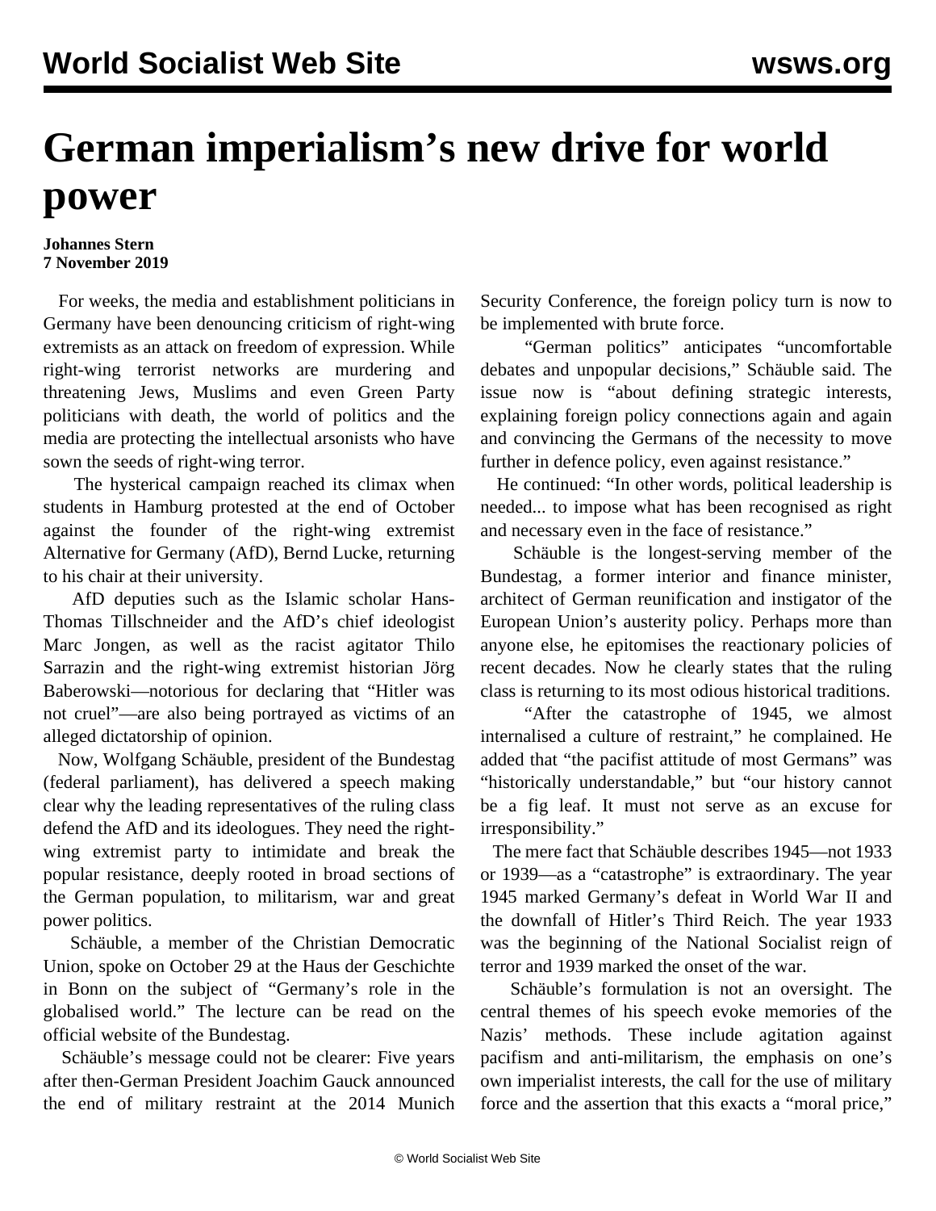# German imperialism's new drive for world power

**Johannes Stern**
**7 November 2019**

For weeks, the media and establishment politicians in Germany have been denouncing criticism of right-wing extremists as an attack on freedom of expression. While right-wing terrorist networks are murdering and threatening Jews, Muslims and even Green Party politicians with death, the world of politics and the media are protecting the intellectual arsonists who have sown the seeds of right-wing terror.

The hysterical campaign reached its climax when students in Hamburg protested at the end of October against the founder of the right-wing extremist Alternative for Germany (AfD), Bernd Lucke, returning to his chair at their university.

AfD deputies such as the Islamic scholar Hans-Thomas Tillschneider and the AfD's chief ideologist Marc Jongen, as well as the racist agitator Thilo Sarrazin and the right-wing extremist historian Jörg Baberowski—notorious for declaring that "Hitler was not cruel"—are also being portrayed as victims of an alleged dictatorship of opinion.

Now, Wolfgang Schäuble, president of the Bundestag (federal parliament), has delivered a speech making clear why the leading representatives of the ruling class defend the AfD and its ideologues. They need the right-wing extremist party to intimidate and break the popular resistance, deeply rooted in broad sections of the German population, to militarism, war and great power politics.

Schäuble, a member of the Christian Democratic Union, spoke on October 29 at the Haus der Geschichte in Bonn on the subject of "Germany's role in the globalised world." The lecture can be read on the official website of the Bundestag.

Schäuble's message could not be clearer: Five years after then-German President Joachim Gauck announced the end of military restraint at the 2014 Munich Security Conference, the foreign policy turn is now to be implemented with brute force.

"German politics" anticipates "uncomfortable debates and unpopular decisions," Schäuble said. The issue now is "about defining strategic interests, explaining foreign policy connections again and again and convincing the Germans of the necessity to move further in defence policy, even against resistance."

He continued: "In other words, political leadership is needed... to impose what has been recognised as right and necessary even in the face of resistance."

Schäuble is the longest-serving member of the Bundestag, a former interior and finance minister, architect of German reunification and instigator of the European Union's austerity policy. Perhaps more than anyone else, he epitomises the reactionary policies of recent decades. Now he clearly states that the ruling class is returning to its most odious historical traditions.

"After the catastrophe of 1945, we almost internalised a culture of restraint," he complained. He added that "the pacifist attitude of most Germans" was "historically understandable," but "our history cannot be a fig leaf. It must not serve as an excuse for irresponsibility."

The mere fact that Schäuble describes 1945—not 1933 or 1939—as a "catastrophe" is extraordinary. The year 1945 marked Germany's defeat in World War II and the downfall of Hitler's Third Reich. The year 1933 was the beginning of the National Socialist reign of terror and 1939 marked the onset of the war.

Schäuble's formulation is not an oversight. The central themes of his speech evoke memories of the Nazis' methods. These include agitation against pacifism and anti-militarism, the emphasis on one's own imperialist interests, the call for the use of military force and the assertion that this exacts a "moral price,"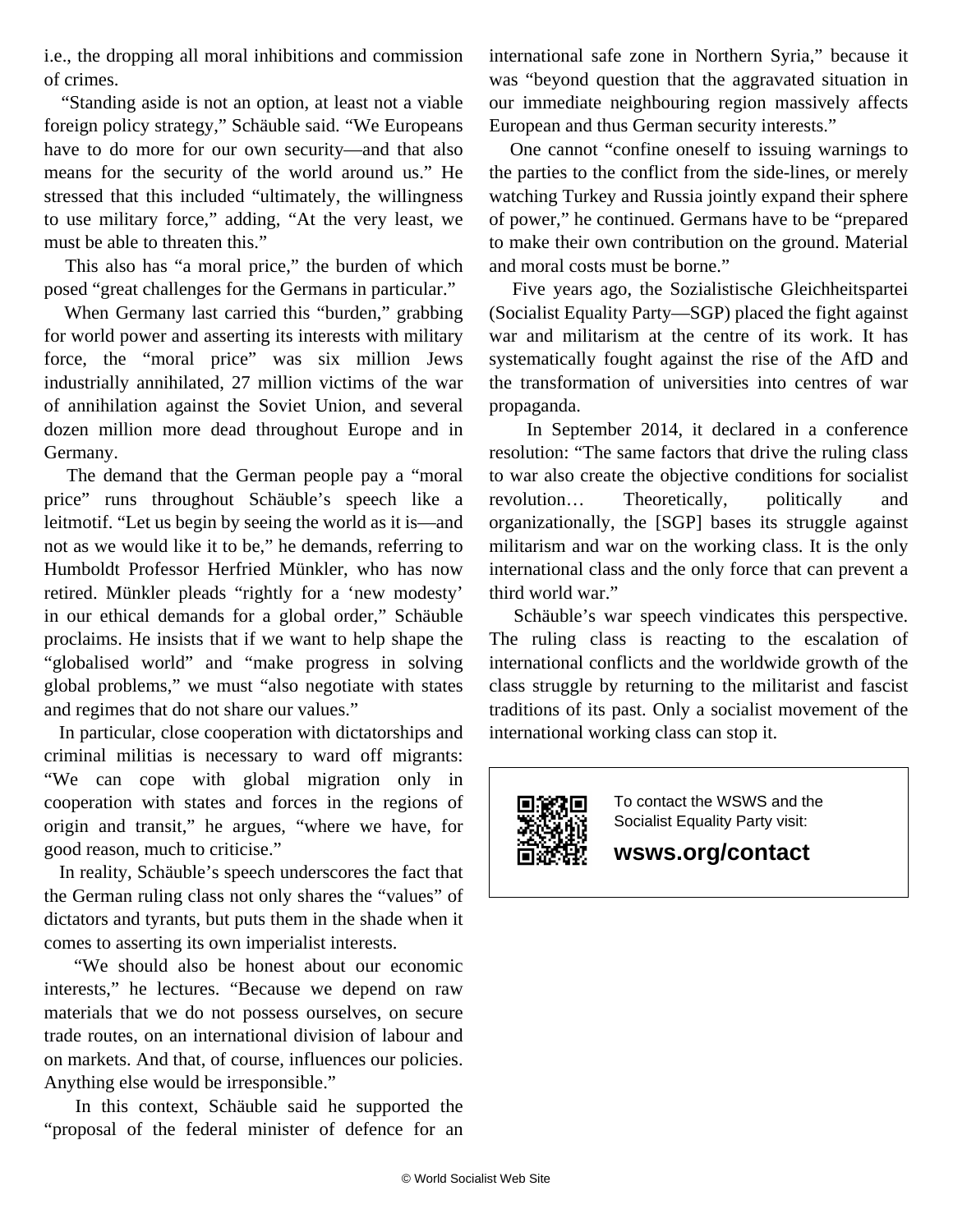i.e., the dropping all moral inhibitions and commission of crimes.

"Standing aside is not an option, at least not a viable foreign policy strategy," Schäuble said. "We Europeans have to do more for our own security—and that also means for the security of the world around us." He stressed that this included "ultimately, the willingness to use military force," adding, "At the very least, we must be able to threaten this."

This also has "a moral price," the burden of which posed "great challenges for the Germans in particular."

When Germany last carried this "burden," grabbing for world power and asserting its interests with military force, the "moral price" was six million Jews industrially annihilated, 27 million victims of the war of annihilation against the Soviet Union, and several dozen million more dead throughout Europe and in Germany.

The demand that the German people pay a "moral price" runs throughout Schäuble's speech like a leitmotif. "Let us begin by seeing the world as it is—and not as we would like it to be," he demands, referring to Humboldt Professor Herfried Münkler, who has now retired. Münkler pleads "rightly for a 'new modesty' in our ethical demands for a global order," Schäuble proclaims. He insists that if we want to help shape the "globalised world" and "make progress in solving global problems," we must "also negotiate with states and regimes that do not share our values."

In particular, close cooperation with dictatorships and criminal militias is necessary to ward off migrants: "We can cope with global migration only in cooperation with states and forces in the regions of origin and transit," he argues, "where we have, for good reason, much to criticise."

In reality, Schäuble's speech underscores the fact that the German ruling class not only shares the "values" of dictators and tyrants, but puts them in the shade when it comes to asserting its own imperialist interests.

"We should also be honest about our economic interests," he lectures. "Because we depend on raw materials that we do not possess ourselves, on secure trade routes, on an international division of labour and on markets. And that, of course, influences our policies. Anything else would be irresponsible."

In this context, Schäuble said he supported the "proposal of the federal minister of defence for an international safe zone in Northern Syria," because it was "beyond question that the aggravated situation in our immediate neighbouring region massively affects European and thus German security interests."

One cannot "confine oneself to issuing warnings to the parties to the conflict from the side-lines, or merely watching Turkey and Russia jointly expand their sphere of power," he continued. Germans have to be "prepared to make their own contribution on the ground. Material and moral costs must be borne."

Five years ago, the Sozialistische Gleichheitspartei (Socialist Equality Party—SGP) placed the fight against war and militarism at the centre of its work. It has systematically fought against the rise of the AfD and the transformation of universities into centres of war propaganda.

In September 2014, it declared in a conference resolution: "The same factors that drive the ruling class to war also create the objective conditions for socialist revolution… Theoretically, politically and organizationally, the [SGP] bases its struggle against militarism and war on the working class. It is the only international class and the only force that can prevent a third world war."

Schäuble's war speech vindicates this perspective. The ruling class is reacting to the escalation of international conflicts and the worldwide growth of the class struggle by returning to the militarist and fascist traditions of its past. Only a socialist movement of the international working class can stop it.

To contact the WSWS and the Socialist Equality Party visit:

**wsws.org/contact**